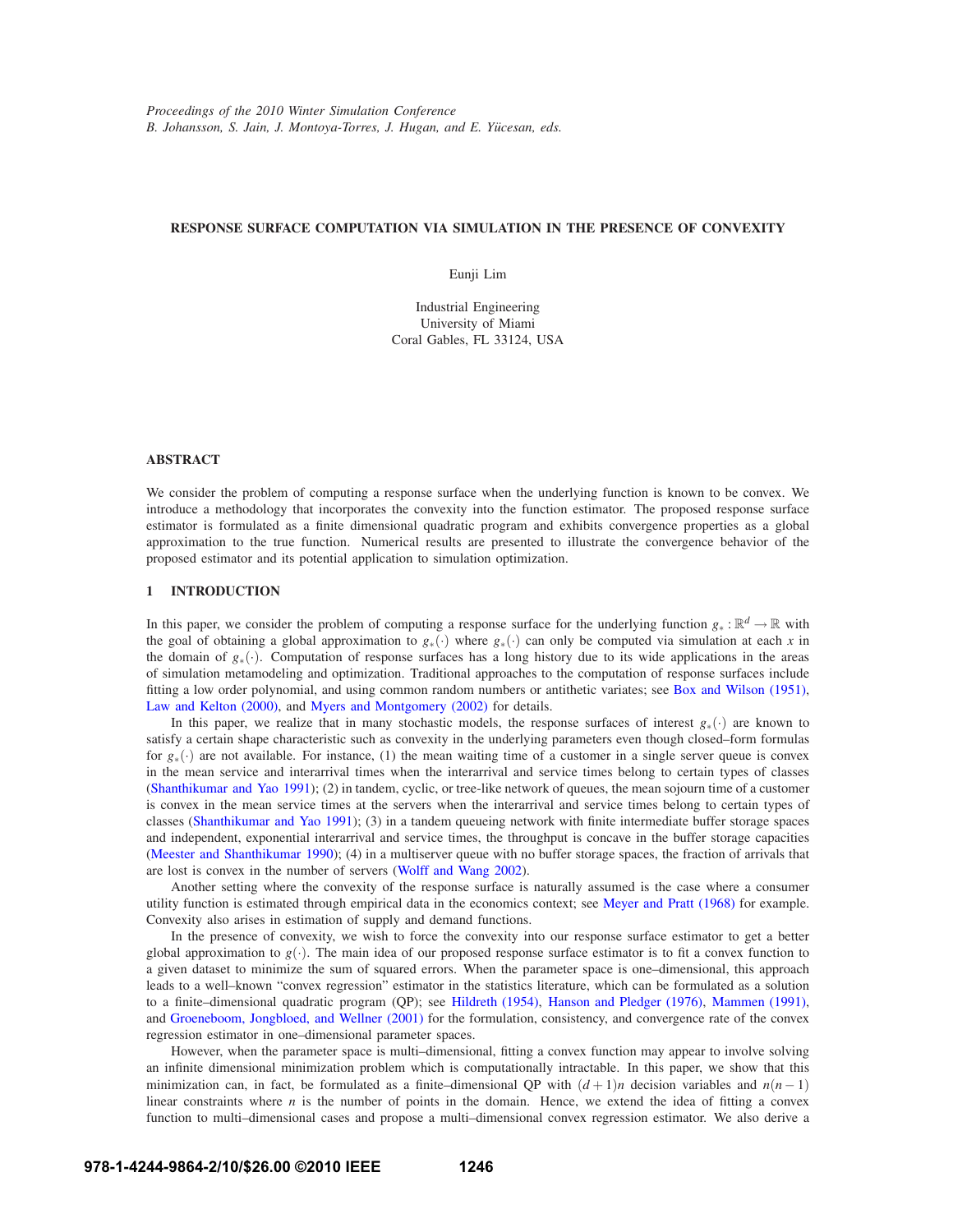*Proceedings of the 2010 Winter Simulation Conference*
*B. Johansson, S. Jain, J. Montoya-Torres, J. Hugan, and E. Yücesan, eds.*

# RESPONSE SURFACE COMPUTATION VIA SIMULATION IN THE PRESENCE OF CONVEXITY

Eunji Lim

Industrial Engineering
University of Miami
Coral Gables, FL 33124, USA

## ABSTRACT

We consider the problem of computing a response surface when the underlying function is known to be convex. We introduce a methodology that incorporates the convexity into the function estimator. The proposed response surface estimator is formulated as a finite dimensional quadratic program and exhibits convergence properties as a global approximation to the true function. Numerical results are presented to illustrate the convergence behavior of the proposed estimator and its potential application to simulation optimization.

## 1 INTRODUCTION

In this paper, we consider the problem of computing a response surface for the underlying function $g_* : \mathbb{R}^d \to \mathbb{R}$ with the goal of obtaining a global approximation to $g_*(\cdot)$ where $g_*(\cdot)$ can only be computed via simulation at each $x$ in the domain of $g_*(\cdot)$. Computation of response surfaces has a long history due to its wide applications in the areas of simulation metamodeling and optimization. Traditional approaches to the computation of response surfaces include fitting a low order polynomial, and using common random numbers or antithetic variates; see Box and Wilson (1951), Law and Kelton (2000), and Myers and Montgomery (2002) for details.

In this paper, we realize that in many stochastic models, the response surfaces of interest $g_*(\cdot)$ are known to satisfy a certain shape characteristic such as convexity in the underlying parameters even though closed–form formulas for $g_*(\cdot)$ are not available. For instance, (1) the mean waiting time of a customer in a single server queue is convex in the mean service and interarrival times when the interarrival and service times belong to certain types of classes (Shanthikumar and Yao 1991); (2) in tandem, cyclic, or tree-like network of queues, the mean sojourn time of a customer is convex in the mean service times at the servers when the interarrival and service times belong to certain types of classes (Shanthikumar and Yao 1991); (3) in a tandem queueing network with finite intermediate buffer storage spaces and independent, exponential interarrival and service times, the throughput is concave in the buffer storage capacities (Meester and Shanthikumar 1990); (4) in a multiserver queue with no buffer storage spaces, the fraction of arrivals that are lost is convex in the number of servers (Wolff and Wang 2002).

Another setting where the convexity of the response surface is naturally assumed is the case where a consumer utility function is estimated through empirical data in the economics context; see Meyer and Pratt (1968) for example. Convexity also arises in estimation of supply and demand functions.

In the presence of convexity, we wish to force the convexity into our response surface estimator to get a better global approximation to $g(\cdot)$. The main idea of our proposed response surface estimator is to fit a convex function to a given dataset to minimize the sum of squared errors. When the parameter space is one–dimensional, this approach leads to a well–known "convex regression" estimator in the statistics literature, which can be formulated as a solution to a finite–dimensional quadratic program (QP); see Hildreth (1954), Hanson and Pledger (1976), Mammen (1991), and Groeneboom, Jongbloed, and Wellner (2001) for the formulation, consistency, and convergence rate of the convex regression estimator in one–dimensional parameter spaces.

However, when the parameter space is multi–dimensional, fitting a convex function may appear to involve solving an infinite dimensional minimization problem which is computationally intractable. In this paper, we show that this minimization can, in fact, be formulated as a finite–dimensional QP with $(d+1)n$ decision variables and $n(n-1)$ linear constraints where $n$ is the number of points in the domain. Hence, we extend the idea of fitting a convex function to multi–dimensional cases and propose a multi–dimensional convex regression estimator. We also derive a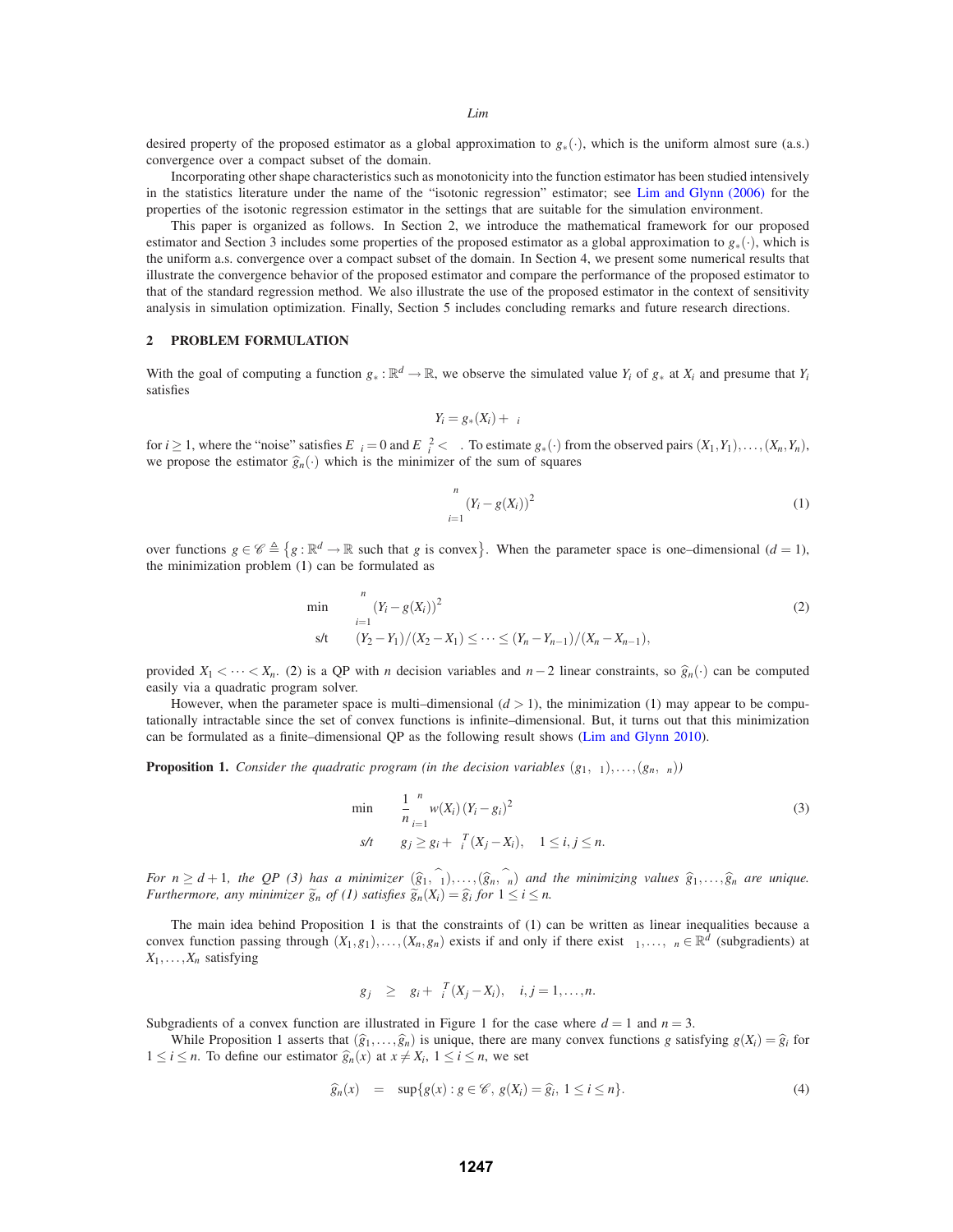desired property of the proposed estimator as a global approximation to $g_*(\cdot)$, which is the uniform almost sure (a.s.) convergence over a compact subset of the domain.

Incorporating other shape characteristics such as monotonicity into the function estimator has been studied intensively in the statistics literature under the name of the "isotonic regression" estimator; see Lim and Glynn (2006) for the properties of the isotonic regression estimator in the settings that are suitable for the simulation environment.

This paper is organized as follows. In Section 2, we introduce the mathematical framework for our proposed estimator and Section 3 includes some properties of the proposed estimator as a global approximation to $g_*(\cdot)$, which is the uniform a.s. convergence over a compact subset of the domain. In Section 4, we present some numerical results that illustrate the convergence behavior of the proposed estimator and compare the performance of the proposed estimator to that of the standard regression method. We also illustrate the use of the proposed estimator in the context of sensitivity analysis in simulation optimization. Finally, Section 5 includes concluding remarks and future research directions.

## 2 PROBLEM FORMULATION

With the goal of computing a function $g_* : \mathbb{R}^d \to \mathbb{R}$, we observe the simulated value $Y_i$ of $g_*$ at $X_i$ and presume that $Y_i$ satisfies

$$Y_i = g_*(X_i) + \varepsilon_i$$

for $i \geq 1$, where the "noise" satisfies $E\varepsilon_i = 0$ and $E\varepsilon_i^2 < \infty$. To estimate $g_*(\cdot)$ from the observed pairs $(X_1, Y_1), \ldots, (X_n, Y_n)$, we propose the estimator $\widehat{g}_n(\cdot)$ which is the minimizer of the sum of squares

$$\sum_{i=1}^{n} (Y_i - g(X_i))^2 \tag{1}$$

over functions $g \in \mathscr{C} \triangleq \{g : \mathbb{R}^d \to \mathbb{R} \text{ such that } g \text{ is convex}\}$. When the parameter space is one–dimensional ($d = 1$), the minimization problem (1) can be formulated as

$$\begin{aligned} \min \quad & \sum_{i=1}^{n} (Y_i - g(X_i))^2 \\ \text{s/t} \quad & (Y_2 - Y_1)/(X_2 - X_1) \leq \cdots \leq (Y_n - Y_{n-1})/(X_n - X_{n-1}), \end{aligned} \tag{2}$$

provided $X_1 < \cdots < X_n$. (2) is a QP with $n$ decision variables and $n-2$ linear constraints, so $\widehat{g}_n(\cdot)$ can be computed easily via a quadratic program solver.

However, when the parameter space is multi–dimensional ($d > 1$), the minimization (1) may appear to be computationally intractable since the set of convex functions is infinite–dimensional. But, it turns out that this minimization can be formulated as a finite–dimensional QP as the following result shows (Lim and Glynn 2010).

**Proposition 1.** *Consider the quadratic program (in the decision variables $(g_1, \xi_1), \ldots, (g_n, \xi_n)$)*

$$\begin{aligned} \min \quad & \frac{1}{n} \sum_{i=1}^{n} w(X_i)\,(Y_i - g_i)^2 \\ \text{s/t} \quad & g_j \geq g_i + \xi_i^T (X_j - X_i), \quad 1 \leq i, j \leq n. \end{aligned} \tag{3}$$

*For $n \geq d+1$, the QP (3) has a minimizer $(\widehat{g}_1, \widehat{\xi}_1), \ldots, (\widehat{g}_n, \widehat{\xi}_n)$ and the minimizing values $\widehat{g}_1, \ldots, \widehat{g}_n$ are unique. Furthermore, any minimizer $\widetilde{g}_n$ of (1) satisfies $\widetilde{g}_n(X_i) = \widehat{g}_i$ for $1 \leq i \leq n$.*

The main idea behind Proposition 1 is that the constraints of (1) can be written as linear inequalities because a convex function passing through $(X_1, g_1), \ldots, (X_n, g_n)$ exists if and only if there exist $\xi_1, \ldots, \xi_n \in \mathbb{R}^d$ (subgradients) at $X_1, \ldots, X_n$ satisfying

$$g_j \;\geq\; g_i + \xi_i^T (X_j - X_i), \quad i, j = 1, \ldots, n.$$

Subgradients of a convex function are illustrated in Figure 1 for the case where $d = 1$ and $n = 3$.

While Proposition 1 asserts that $(\widehat{g}_1, \ldots, \widehat{g}_n)$ is unique, there are many convex functions $g$ satisfying $g(X_i) = \widehat{g}_i$ for $1 \leq i \leq n$. To define our estimator $\widehat{g}_n(x)$ at $x \neq X_i$, $1 \leq i \leq n$, we set

$$\widehat{g}_n(x) \;=\; \sup\{g(x) : g \in \mathscr{C},\; g(X_i) = \widehat{g}_i,\; 1 \leq i \leq n\}. \tag{4}$$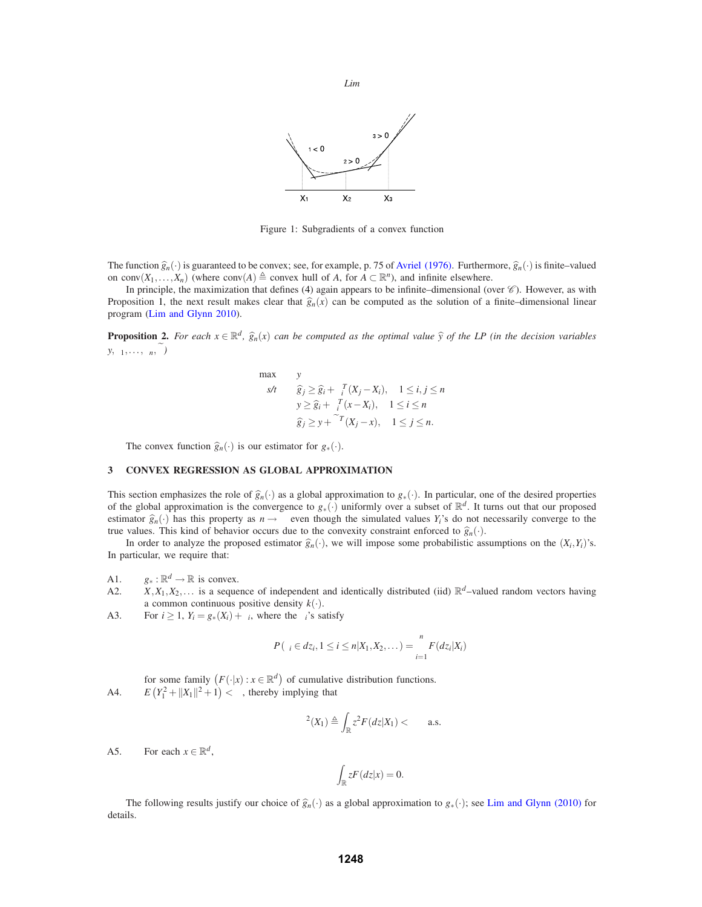Figure 1: Subgradients of a convex function

The function $\widehat{g}_n(\cdot)$ is guaranteed to be convex; see, for example, p. 75 of Avriel (1976). Furthermore, $\widehat{g}_n(\cdot)$ is finite–valued on $\text{conv}(X_1,\ldots,X_n)$ (where $\text{conv}(A) \triangleq$ convex hull of $A$, for $A \subset \mathbb{R}^n$), and infinite elsewhere.

In principle, the maximization that defines (4) again appears to be infinite–dimensional (over $\mathscr{C}$). However, as with Proposition 1, the next result makes clear that $\widehat{g}_n(x)$ can be computed as the solution of a finite–dimensional linear program (Lim and Glynn 2010).

**Proposition 2.** *For each $x \in \mathbb{R}^d$, $\widehat{g}_n(x)$ can be computed as the optimal value $\widehat{y}$ of the LP (in the decision variables $y, \xi_1, \ldots, \xi_n, \widetilde{\xi}$)*

$$
\begin{aligned}
\max \quad & y \\
\text{s/t} \quad & \widehat{g}_j \geq \widehat{g}_i + \xi_i^T (X_j - X_i), \quad 1 \leq i, j \leq n \\
& y \geq \widehat{g}_i + \xi_i^T (x - X_i), \quad 1 \leq i \leq n \\
& \widehat{g}_j \geq y + \widetilde{\xi}^T (X_j - x), \quad 1 \leq j \leq n.
\end{aligned}
$$

The convex function $\widehat{g}_n(\cdot)$ is our estimator for $g_*(\cdot)$.

## 3 CONVEX REGRESSION AS GLOBAL APPROXIMATION

This section emphasizes the role of $\widehat{g}_n(\cdot)$ as a global approximation to $g_*(\cdot)$. In particular, one of the desired properties of the global approximation is the convergence to $g_*(\cdot)$ uniformly over a subset of $\mathbb{R}^d$. It turns out that our proposed estimator $\widehat{g}_n(\cdot)$ has this property as $n \to \infty$ even though the simulated values $Y_i$'s do not necessarily converge to the true values. This kind of behavior occurs due to the convexity constraint enforced to $\widehat{g}_n(\cdot)$.

In order to analyze the proposed estimator $\widehat{g}_n(\cdot)$, we will impose some probabilistic assumptions on the $(X_i, Y_i)$'s. In particular, we require that:

A1. $g_* : \mathbb{R}^d \to \mathbb{R}$ is convex.

A2. $X, X_1, X_2, \ldots$ is a sequence of independent and identically distributed (iid) $\mathbb{R}^d$–valued random vectors having a common continuous positive density $k(\cdot)$.

A3. For $i \geq 1$, $Y_i = g_*(X_i) + \varepsilon_i$, where the $\varepsilon_i$'s satisfy

$$
P(\varepsilon_i \in dz_i, 1 \leq i \leq n | X_1, X_2, \ldots) = \prod_{i=1}^{n} F(dz_i | X_i)
$$

for some family $\left(F(\cdot|x) : x \in \mathbb{R}^d\right)$ of cumulative distribution functions.

A4. $E\left(Y_1^2 + \|X_1\|^2 + 1\right) < \infty$, thereby implying that

$$
\sigma^2(X_1) \triangleq \int_{\mathbb{R}} z^2 F(dz|X_1) < \infty \quad \text{a.s.}
$$

A5. For each $x \in \mathbb{R}^d$,

$$
\int_{\mathbb{R}} z F(dz|x) = 0.
$$

The following results justify our choice of $\widehat{g}_n(\cdot)$ as a global approximation to $g_*(\cdot)$; see Lim and Glynn (2010) for details.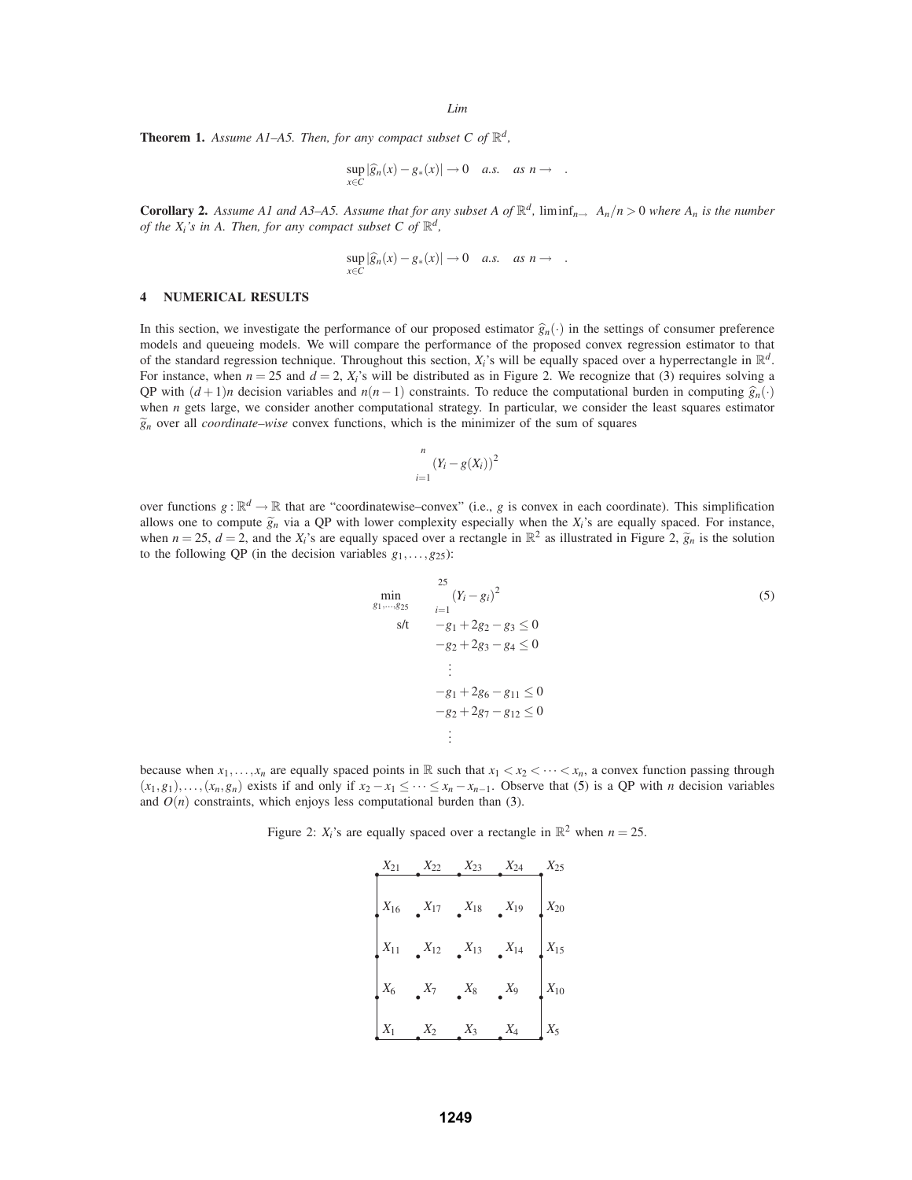**Theorem 1.** *Assume A1–A5. Then, for any compact subset $C$ of $\mathbb{R}^d$,*

$$\sup_{x \in C} |\widehat{g}_n(x) - g_*(x)| \to 0 \quad a.s. \quad as\ n \to \infty.$$

**Corollary 2.** *Assume A1 and A3–A5. Assume that for any subset $A$ of $\mathbb{R}^d$, $\liminf_{n\to\infty} A_n/n > 0$ where $A_n$ is the number of the $X_i$'s in $A$. Then, for any compact subset $C$ of $\mathbb{R}^d$,*

$$\sup_{x \in C} |\widehat{g}_n(x) - g_*(x)| \to 0 \quad a.s. \quad as\ n \to \infty.$$

## 4 NUMERICAL RESULTS

In this section, we investigate the performance of our proposed estimator $\widehat{g}_n(\cdot)$ in the settings of consumer preference models and queueing models. We will compare the performance of the proposed convex regression estimator to that of the standard regression technique. Throughout this section, $X_i$'s will be equally spaced over a hyperrectangle in $\mathbb{R}^d$. For instance, when $n = 25$ and $d = 2$, $X_i$'s will be distributed as in Figure 2. We recognize that (3) requires solving a QP with $(d+1)n$ decision variables and $n(n-1)$ constraints. To reduce the computational burden in computing $\widehat{g}_n(\cdot)$ when $n$ gets large, we consider another computational strategy. In particular, we consider the least squares estimator $\widetilde{g}_n$ over all *coordinate–wise* convex functions, which is the minimizer of the sum of squares

$$\sum_{i=1}^{n} (Y_i - g(X_i))^2$$

over functions $g : \mathbb{R}^d \to \mathbb{R}$ that are "coordinatewise–convex" (i.e., $g$ is convex in each coordinate). This simplification allows one to compute $\widetilde{g}_n$ via a QP with lower complexity especially when the $X_i$'s are equally spaced. For instance, when $n = 25$, $d = 2$, and the $X_i$'s are equally spaced over a rectangle in $\mathbb{R}^2$ as illustrated in Figure 2, $\widetilde{g}_n$ is the solution to the following QP (in the decision variables $g_1, \ldots, g_{25}$):

$$\begin{aligned}
\min_{g_1,\ldots,g_{25}} \quad & \sum_{i=1}^{25} (Y_i - g_i)^2 \\
\text{s/t} \quad & -g_1 + 2g_2 - g_3 \le 0 \\
& -g_2 + 2g_3 - g_4 \le 0 \\
& \quad \vdots \\
& -g_1 + 2g_6 - g_{11} \le 0 \\
& -g_2 + 2g_7 - g_{12} \le 0 \\
& \quad \vdots
\end{aligned} \tag{5}$$

because when $x_1, \ldots, x_n$ are equally spaced points in $\mathbb{R}$ such that $x_1 < x_2 < \cdots < x_n$, a convex function passing through $(x_1, g_1), \ldots, (x_n, g_n)$ exists if and only if $x_2 - x_1 \le \cdots \le x_n - x_{n-1}$. Observe that (5) is a QP with $n$ decision variables and $O(n)$ constraints, which enjoys less computational burden than (3).

Figure 2: $X_i$'s are equally spaced over a rectangle in $\mathbb{R}^2$ when $n = 25$.

| | | | | |
|---|---|---|---|---|
| $X_{21}$ | $X_{22}$ | $X_{23}$ | $X_{24}$ | $X_{25}$ |
| $X_{16}$ | $X_{17}$ | $X_{18}$ | $X_{19}$ | $X_{20}$ |
| $X_{11}$ | $X_{12}$ | $X_{13}$ | $X_{14}$ | $X_{15}$ |
| $X_{6}$ | $X_{7}$ | $X_{8}$ | $X_{9}$ | $X_{10}$ |
| $X_{1}$ | $X_{2}$ | $X_{3}$ | $X_{4}$ | $X_{5}$ |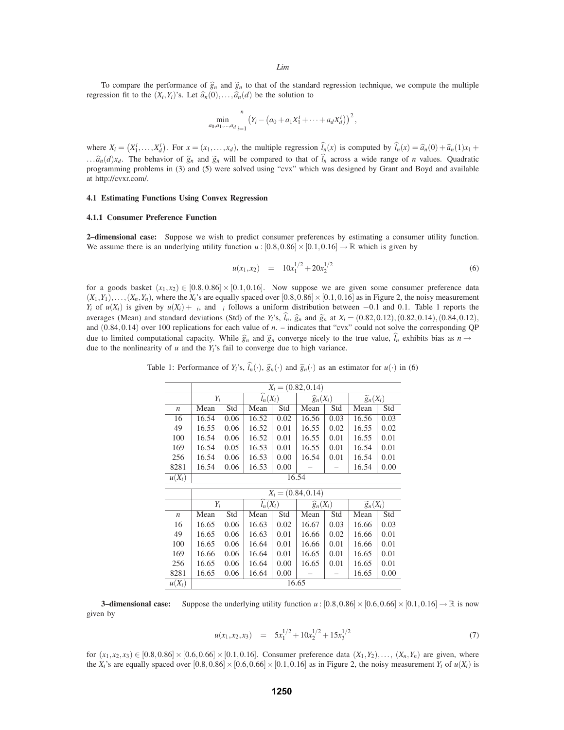To compare the performance of $\widehat{g}_n$ and $\widetilde{g}_n$ to that of the standard regression technique, we compute the multiple regression fit to the $(X_i, Y_i)$'s. Let $\widehat{a}_n(0), \ldots, \widehat{a}_n(d)$ be the solution to

$$\min_{a_0, a_1, \ldots, a_d} \sum_{i=1}^{n} \left( Y_i - \left( a_0 + a_1 X_1^i + \cdots + a_d X_d^i \right) \right)^2,$$

where $X_i = \left( X_1^i, \ldots, X_d^i \right)$. For $x = (x_1, \ldots, x_d)$, the multiple regression $\widehat{l}_n(x)$ is computed by $\widehat{l}_n(x) = \widehat{a}_n(0) + \widehat{a}_n(1)x_1 + \ldots \widehat{a}_n(d)x_d$. The behavior of $\widehat{g}_n$ and $\widetilde{g}_n$ will be compared to that of $\widehat{l}_n$ across a wide range of $n$ values. Quadratic programming problems in (3) and (5) were solved using "cvx" which was designed by Grant and Boyd and available at http://cvxr.com/.

### 4.1 Estimating Functions Using Convex Regression

#### 4.1.1 Consumer Preference Function

**2–dimensional case:** Suppose we wish to predict consumer preferences by estimating a consumer utility function. We assume there is an underlying utility function $u : [0.8, 0.86] \times [0.1, 0.16] \to \mathbb{R}$ which is given by

$$u(x_1, x_2) \quad = \quad 10x_1^{1/2} + 20x_2^{1/2} \tag{6}$$

for a goods basket $(x_1, x_2) \in [0.8, 0.86] \times [0.1, 0.16]$. Now suppose we are given some consumer preference data $(X_1, Y_1), \ldots, (X_n, Y_n)$, where the $X_i$'s are equally spaced over $[0.8, 0.86] \times [0.1, 0.16]$ as in Figure 2, the noisy measurement $Y_i$ of $u(X_i)$ is given by $u(X_i) + \varepsilon_i$, and $\varepsilon_i$ follows a uniform distribution between $-0.1$ and $0.1$. Table 1 reports the averages (Mean) and standard deviations (Std) of the $Y_i$'s, $\widehat{l}_n$, $\widehat{g}_n$ and $\widetilde{g}_n$ at $X_i = (0.82, 0.12), (0.82, 0.14), (0.84, 0.12)$, and $(0.84, 0.14)$ over 100 replications for each value of $n$. – indicates that "cvx" could not solve the corresponding QP due to limited computational capacity. While $\widehat{g}_n$ and $\widetilde{g}_n$ converge nicely to the true value, $\widehat{l}_n$ exhibits bias as $n \to \infty$ due to the nonlinearity of $u$ and the $Y_i$'s fail to converge due to high variance.

Table 1: Performance of $Y_i$'s, $\widehat{l}_n(\cdot)$, $\widehat{g}_n(\cdot)$ and $\widetilde{g}_n(\cdot)$ as an estimator for $u(\cdot)$ in (6)

| | $X_i = (0.82, 0.14)$ | | | | | | | |
|---|---|---|---|---|---|---|---|---|
| | $Y_i$ | | $\widehat{l}_n(X_i)$ | | $\widehat{g}_n(X_i)$ | | $\widetilde{g}_n(X_i)$ | |
| $n$ | Mean | Std | Mean | Std | Mean | Std | Mean | Std |
| 16 | 16.54 | 0.06 | 16.52 | 0.02 | 16.56 | 0.03 | 16.56 | 0.03 |
| 49 | 16.55 | 0.06 | 16.52 | 0.01 | 16.55 | 0.02 | 16.55 | 0.02 |
| 100 | 16.54 | 0.06 | 16.52 | 0.01 | 16.55 | 0.01 | 16.55 | 0.01 |
| 169 | 16.54 | 0.05 | 16.53 | 0.01 | 16.55 | 0.01 | 16.54 | 0.01 |
| 256 | 16.54 | 0.06 | 16.53 | 0.00 | 16.54 | 0.01 | 16.54 | 0.01 |
| 8281 | 16.54 | 0.06 | 16.53 | 0.00 | – | – | 16.54 | 0.00 |
| $u(X_i)$ | 16.54 | | | | | | | |

| | $X_i = (0.84, 0.14)$ | | | | | | | |
|---|---|---|---|---|---|---|---|---|
| | $Y_i$ | | $\widehat{l}_n(X_i)$ | | $\widehat{g}_n(X_i)$ | | $\widetilde{g}_n(X_i)$ | |
| $n$ | Mean | Std | Mean | Std | Mean | Std | Mean | Std |
| 16 | 16.65 | 0.06 | 16.63 | 0.02 | 16.67 | 0.03 | 16.66 | 0.03 |
| 49 | 16.65 | 0.06 | 16.63 | 0.01 | 16.66 | 0.02 | 16.66 | 0.01 |
| 100 | 16.65 | 0.06 | 16.64 | 0.01 | 16.66 | 0.01 | 16.66 | 0.01 |
| 169 | 16.66 | 0.06 | 16.64 | 0.01 | 16.65 | 0.01 | 16.65 | 0.01 |
| 256 | 16.65 | 0.06 | 16.64 | 0.00 | 16.65 | 0.01 | 16.65 | 0.01 |
| 8281 | 16.65 | 0.06 | 16.64 | 0.00 | – | – | 16.65 | 0.00 |
| $u(X_i)$ | 16.65 | | | | | | | |

**3–dimensional case:** Suppose the underlying utility function $u : [0.8, 0.86] \times [0.6, 0.66] \times [0.1, 0.16] \to \mathbb{R}$ is now given by

$$u(x_1, x_2, x_3) \quad = \quad 5x_1^{1/2} + 10x_2^{1/2} + 15x_3^{1/2} \tag{7}$$

for $(x_1, x_2, x_3) \in [0.8, 0.86] \times [0.6, 0.66] \times [0.1, 0.16]$. Consumer preference data $(X_1, Y_2), \ldots, (X_n, Y_n)$ are given, where the $X_i$'s are equally spaced over $[0.8, 0.86] \times [0.6, 0.66] \times [0.1, 0.16]$ as in Figure 2, the noisy measurement $Y_i$ of $u(X_i)$ is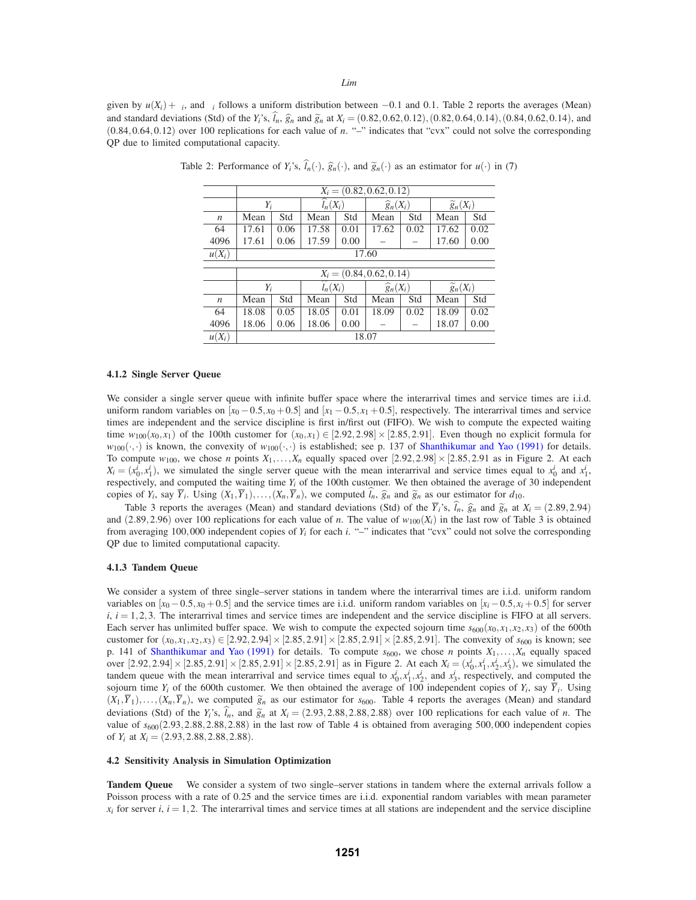given by $u(X_i) + \varepsilon_i$, and $\varepsilon_i$ follows a uniform distribution between $-0.1$ and $0.1$. Table 2 reports the averages (Mean) and standard deviations (Std) of the $Y_i$'s, $\widehat{l}_n$, $\widehat{g}_n$ and $\widetilde{g}_n$ at $X_i = (0.82, 0.62, 0.12), (0.82, 0.64, 0.14), (0.84, 0.62, 0.14)$, and $(0.84, 0.64, 0.12)$ over 100 replications for each value of $n$. "–" indicates that "cvx" could not solve the corresponding QP due to limited computational capacity.

Table 2: Performance of $Y_i$'s, $\widehat{l}_n(\cdot)$, $\widehat{g}_n(\cdot)$, and $\widetilde{g}_n(\cdot)$ as an estimator for $u(\cdot)$ in (7)

| | $X_i = (0.82, 0.62, 0.12)$ | | | | | | | |
|---|---|---|---|---|---|---|---|---|
| | $Y_i$ | | $\widehat{l}_n(X_i)$ | | $\widehat{g}_n(X_i)$ | | $\widetilde{g}_n(X_i)$ | |
| $n$ | Mean | Std | Mean | Std | Mean | Std | Mean | Std |
| 64 | 17.61 | 0.06 | 17.58 | 0.01 | 17.62 | 0.02 | 17.62 | 0.02 |
| 4096 | 17.61 | 0.06 | 17.59 | 0.00 | – | – | 17.60 | 0.00 |
| $u(X_i)$ | 17.60 | | | | | | | |

| | $X_i = (0.84, 0.62, 0.14)$ | | | | | | | |
|---|---|---|---|---|---|---|---|---|
| | $Y_i$ | | $\widehat{l}_n(X_i)$ | | $\widehat{g}_n(X_i)$ | | $\widetilde{g}_n(X_i)$ | |
| $n$ | Mean | Std | Mean | Std | Mean | Std | Mean | Std |
| 64 | 18.08 | 0.05 | 18.05 | 0.01 | 18.09 | 0.02 | 18.09 | 0.02 |
| 4096 | 18.06 | 0.06 | 18.06 | 0.00 | – | – | 18.07 | 0.00 |
| $u(X_i)$ | 18.07 | | | | | | | |

### 4.1.2 Single Server Queue

We consider a single server queue with infinite buffer space where the interarrival times and service times are i.i.d. uniform random variables on $[x_0 - 0.5, x_0 + 0.5]$ and $[x_1 - 0.5, x_1 + 0.5]$, respectively. The interarrival times and service times are independent and the service discipline is first in/first out (FIFO). We wish to compute the expected waiting time $w_{100}(x_0, x_1)$ of the 100th customer for $(x_0, x_1) \in [2.92, 2.98] \times [2.85, 2.91]$. Even though no explicit formula for $w_{100}(\cdot, \cdot)$ is known, the convexity of $w_{100}(\cdot, \cdot)$ is established; see p. 137 of Shanthikumar and Yao (1991) for details. To compute $w_{100}$, we chose $n$ points $X_1, \ldots, X_n$ equally spaced over $[2.92, 2.98] \times [2.85, 2.91]$ as in Figure 2. At each $X_i = (x_0^i, x_1^i)$, we simulated the single server queue with the mean interarrival and service times equal to $x_0^i$ and $x_1^i$, respectively, and computed the waiting time $Y_i$ of the 100th customer. We then obtained the average of 30 independent copies of $Y_i$, say $\overline{Y}_i$. Using $(X_1, \overline{Y}_1), \ldots, (X_n, \overline{Y}_n)$, we computed $\widehat{l}_n$, $\widehat{g}_n$ and $\widetilde{g}_n$ as our estimator for $d_{10}$.

Table 3 reports the averages (Mean) and standard deviations (Std) of the $\overline{Y}_i$'s, $\widehat{l}_n$, $\widehat{g}_n$ and $\widetilde{g}_n$ at $X_i = (2.89, 2.94)$ and $(2.89, 2.96)$ over 100 replications for each value of $n$. The value of $w_{100}(X_i)$ in the last row of Table 3 is obtained from averaging $100,000$ independent copies of $Y_i$ for each $i$. "–" indicates that "cvx" could not solve the corresponding QP due to limited computational capacity.

### 4.1.3 Tandem Queue

We consider a system of three single–server stations in tandem where the interarrival times are i.i.d. uniform random variables on $[x_0 - 0.5, x_0 + 0.5]$ and the service times are i.i.d. uniform random variables on $[x_i - 0.5, x_i + 0.5]$ for server $i$, $i = 1, 2, 3$. The interarrival times and service times are independent and the service discipline is FIFO at all servers. Each server has unlimited buffer space. We wish to compute the expected sojourn time $s_{600}(x_0, x_1, x_2, x_3)$ of the 600th customer for $(x_0, x_1, x_2, x_3) \in [2.92, 2.94] \times [2.85, 2.91] \times [2.85, 2.91] \times [2.85, 2.91]$. The convexity of $s_{600}$ is known; see p. 141 of Shanthikumar and Yao (1991) for details. To compute $s_{600}$, we chose $n$ points $X_1, \ldots, X_n$ equally spaced over $[2.92, 2.94] \times [2.85, 2.91] \times [2.85, 2.91] \times [2.85, 2.91]$ as in Figure 2. At each $X_i = (x_0^i, x_1^i, x_2^i, x_3^i)$, we simulated the tandem queue with the mean interarrival and service times equal to $x_0^i, x_1^i, x_2^i$, and $x_3^i$, respectively, and computed the sojourn time $Y_i$ of the 600th customer. We then obtained the average of 100 independent copies of $Y_i$, say $\overline{Y}_i$. Using $(X_1, \overline{Y}_1), \ldots, (X_n, \overline{Y}_n)$, we computed $\widetilde{g}_n$ as our estimator for $s_{600}$. Table 4 reports the averages (Mean) and standard deviations (Std) of the $Y_i$'s, $\widehat{l}_n$, and $\widetilde{g}_n$ at $X_i = (2.93, 2.88, 2.88, 2.88)$ over 100 replications for each value of $n$. The value of $s_{600}(2.93, 2.88, 2.88, 2.88)$ in the last row of Table 4 is obtained from averaging $500,000$ independent copies of $Y_i$ at $X_i = (2.93, 2.88, 2.88, 2.88)$.

## 4.2 Sensitivity Analysis in Simulation Optimization

**Tandem Queue** We consider a system of two single–server stations in tandem where the external arrivals follow a Poisson process with a rate of 0.25 and the service times are i.i.d. exponential random variables with mean parameter $x_i$ for server $i$, $i = 1, 2$. The interarrival times and service times at all stations are independent and the service discipline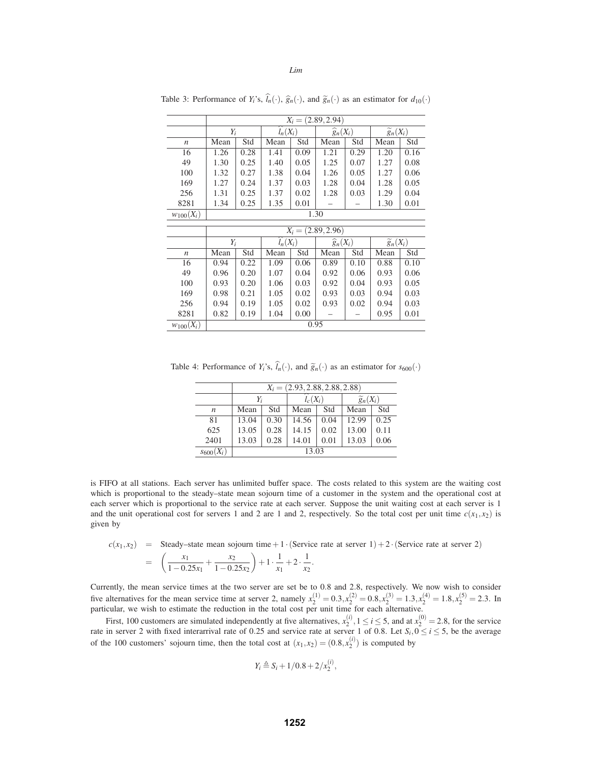Table 3: Performance of $Y_i$'s, $\widehat{l}_n(\cdot)$, $\widehat{g}_n(\cdot)$, and $\widetilde{g}_n(\cdot)$ as an estimator for $d_{10}(\cdot)$

| | $X_i = (2.89, 2.94)$ | | | | | | | |
|---|---|---|---|---|---|---|---|---|
| | $Y_i$ | | $\widehat{l}_n(X_i)$ | | $\widehat{g}_n(X_i)$ | | $\widetilde{g}_n(X_i)$ | |
| $n$ | Mean | Std | Mean | Std | Mean | Std | Mean | Std |
| 16 | 1.26 | 0.28 | 1.41 | 0.09 | 1.21 | 0.29 | 1.20 | 0.16 |
| 49 | 1.30 | 0.25 | 1.40 | 0.05 | 1.25 | 0.07 | 1.27 | 0.08 |
| 100 | 1.32 | 0.27 | 1.38 | 0.04 | 1.26 | 0.05 | 1.27 | 0.06 |
| 169 | 1.27 | 0.24 | 1.37 | 0.03 | 1.28 | 0.04 | 1.28 | 0.05 |
| 256 | 1.31 | 0.25 | 1.37 | 0.02 | 1.28 | 0.03 | 1.29 | 0.04 |
| 8281 | 1.34 | 0.25 | 1.35 | 0.01 | – | – | 1.30 | 0.01 |
| $w_{100}(X_i)$ | 1.30 | | | | | | | |
| | $X_i = (2.89, 2.96)$ | | | | | | | |
| | $Y_i$ | | $\widehat{l}_n(X_i)$ | | $\widehat{g}_n(X_i)$ | | $\widetilde{g}_n(X_i)$ | |
| $n$ | Mean | Std | Mean | Std | Mean | Std | Mean | Std |
| 16 | 0.94 | 0.22 | 1.09 | 0.06 | 0.89 | 0.10 | 0.88 | 0.10 |
| 49 | 0.96 | 0.20 | 1.07 | 0.04 | 0.92 | 0.06 | 0.93 | 0.06 |
| 100 | 0.93 | 0.20 | 1.06 | 0.03 | 0.92 | 0.04 | 0.93 | 0.05 |
| 169 | 0.98 | 0.21 | 1.05 | 0.02 | 0.93 | 0.03 | 0.94 | 0.03 |
| 256 | 0.94 | 0.19 | 1.05 | 0.02 | 0.93 | 0.02 | 0.94 | 0.03 |
| 8281 | 0.82 | 0.19 | 1.04 | 0.00 | – | – | 0.95 | 0.01 |
| $w_{100}(X_i)$ | 0.95 | | | | | | | |

Table 4: Performance of $Y_i$'s, $\widehat{l}_n(\cdot)$, and $\widetilde{g}_n(\cdot)$ as an estimator for $s_{600}(\cdot)$

| | $X_i = (2.93, 2.88, 2.88, 2.88)$ | | | | | |
|---|---|---|---|---|---|---|
| | $Y_i$ | | $\widehat{l}_c(X_i)$ | | $\widetilde{g}_n(X_i)$ | |
| $n$ | Mean | Std | Mean | Std | Mean | Std |
| 81 | 13.04 | 0.30 | 14.56 | 0.04 | 12.99 | 0.25 |
| 625 | 13.05 | 0.28 | 14.15 | 0.02 | 13.00 | 0.11 |
| 2401 | 13.03 | 0.28 | 14.01 | 0.01 | 13.03 | 0.06 |
| $s_{600}(X_i)$ | 13.03 | | | | | |

is FIFO at all stations. Each server has unlimited buffer space. The costs related to this system are the waiting cost which is proportional to the steady–state mean sojourn time of a customer in the system and the operational cost at each server which is proportional to the service rate at each server. Suppose the unit waiting cost at each server is 1 and the unit operational cost for servers 1 and 2 are 1 and 2, respectively. So the total cost per unit time $c(x_1,x_2)$ is given by

$$\begin{aligned} c(x_1,x_2) &= \text{Steady–state mean sojourn time} + 1\cdot(\text{Service rate at server 1}) + 2\cdot(\text{Service rate at server 2}) \\ &= \left(\frac{x_1}{1-0.25x_1} + \frac{x_2}{1-0.25x_2}\right) + 1\cdot\frac{1}{x_1} + 2\cdot\frac{1}{x_2}. \end{aligned}$$

Currently, the mean service times at the two server are set be to 0.8 and 2.8, respectively. We now wish to consider five alternatives for the mean service time at server 2, namely $x_2^{(1)} = 0.3, x_2^{(2)} = 0.8, x_2^{(3)} = 1.3, x_2^{(4)} = 1.8, x_2^{(5)} = 2.3$. In particular, we wish to estimate the reduction in the total cost per unit time for each alternative.

First, 100 customers are simulated independently at five alternatives, $x_2^{(i)}, 1 \le i \le 5$, and at $x_2^{(0)} = 2.8$, for the service rate in server 2 with fixed interarrival rate of 0.25 and service rate at server 1 of 0.8. Let $S_i, 0 \le i \le 5$, be the average of the 100 customers' sojourn time, then the total cost at $(x_1,x_2) = (0.8, x_2^{(i)})$ is computed by

$$Y_i \triangleq S_i + 1/0.8 + 2/x_2^{(i)},$$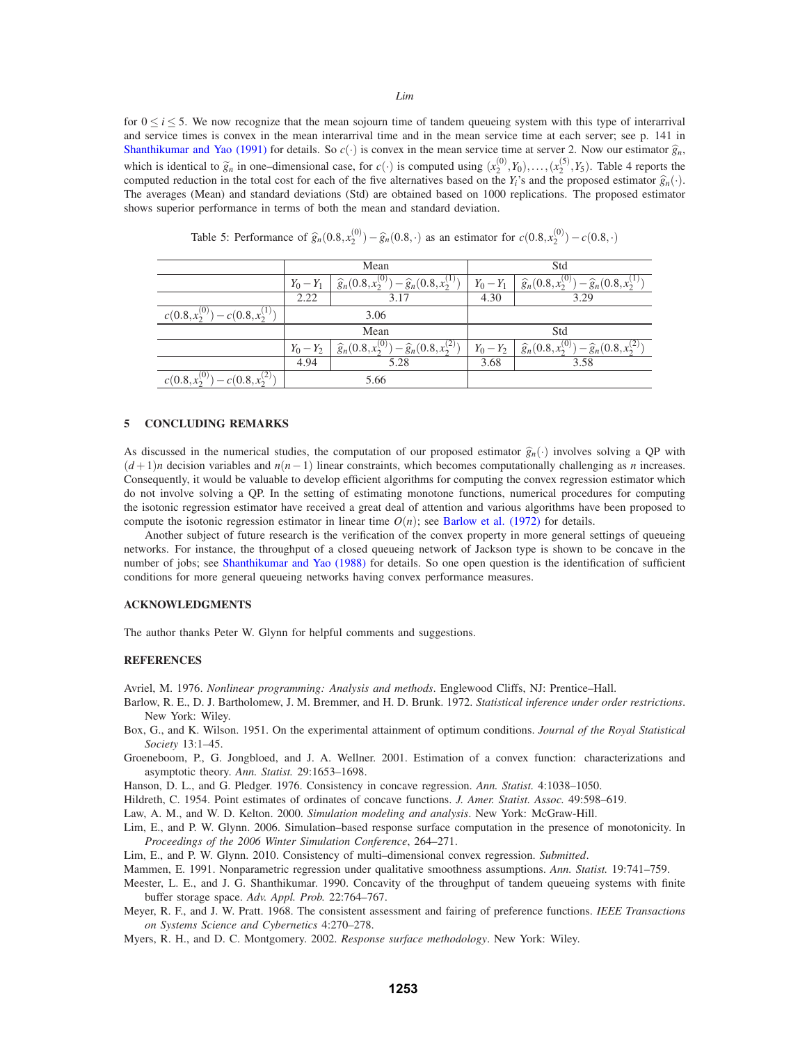for $0 \leq i \leq 5$. We now recognize that the mean sojourn time of tandem queueing system with this type of interarrival and service times is convex in the mean interarrival time and in the mean service time at each server; see p. 141 in Shanthikumar and Yao (1991) for details. So $c(\cdot)$ is convex in the mean service time at server 2. Now our estimator $\widehat{g}_n$, which is identical to $\widetilde{g}_n$ in one–dimensional case, for $c(\cdot)$ is computed using $(x_2^{(0)}, Y_0), \ldots, (x_2^{(5)}, Y_5)$. Table 4 reports the computed reduction in the total cost for each of the five alternatives based on the $Y_i$'s and the proposed estimator $\widehat{g}_n(\cdot)$. The averages (Mean) and standard deviations (Std) are obtained based on 1000 replications. The proposed estimator shows superior performance in terms of both the mean and standard deviation.

Table 5: Performance of $\widehat{g}_n(0.8, x_2^{(0)}) - \widehat{g}_n(0.8, \cdot)$ as an estimator for $c(0.8, x_2^{(0)}) - c(0.8, \cdot)$

| | Mean | | Std | |
|---|---|---|---|---|
| | $Y_0 - Y_1$ | $\widehat{g}_n(0.8, x_2^{(0)}) - \widehat{g}_n(0.8, x_2^{(1)})$ | $Y_0 - Y_1$ | $\widehat{g}_n(0.8, x_2^{(0)}) - \widehat{g}_n(0.8, x_2^{(1)})$ |
| | 2.22 | 3.17 | 4.30 | 3.29 |
| $c(0.8, x_2^{(0)}) - c(0.8, x_2^{(1)})$ | 3.06 | | | |
| | Mean | | Std | |
| | $Y_0 - Y_2$ | $\widehat{g}_n(0.8, x_2^{(0)}) - \widehat{g}_n(0.8, x_2^{(2)})$ | $Y_0 - Y_2$ | $\widehat{g}_n(0.8, x_2^{(0)}) - \widehat{g}_n(0.8, x_2^{(2)})$ |
| | 4.94 | 5.28 | 3.68 | 3.58 |
| $c(0.8, x_2^{(0)}) - c(0.8, x_2^{(2)})$ | 5.66 | | | |

## 5 CONCLUDING REMARKS

As discussed in the numerical studies, the computation of our proposed estimator $\widehat{g}_n(\cdot)$ involves solving a QP with $(d+1)n$ decision variables and $n(n-1)$ linear constraints, which becomes computationally challenging as $n$ increases. Consequently, it would be valuable to develop efficient algorithms for computing the convex regression estimator which do not involve solving a QP. In the setting of estimating monotone functions, numerical procedures for computing the isotonic regression estimator have received a great deal of attention and various algorithms have been proposed to compute the isotonic regression estimator in linear time $O(n)$; see Barlow et al. (1972) for details.

Another subject of future research is the verification of the convex property in more general settings of queueing networks. For instance, the throughput of a closed queueing network of Jackson type is shown to be concave in the number of jobs; see Shanthikumar and Yao (1988) for details. So one open question is the identification of sufficient conditions for more general queueing networks having convex performance measures.

## ACKNOWLEDGMENTS

The author thanks Peter W. Glynn for helpful comments and suggestions.

## REFERENCES

Avriel, M. 1976. *Nonlinear programming: Analysis and methods*. Englewood Cliffs, NJ: Prentice–Hall.

Barlow, R. E., D. J. Bartholomew, J. M. Bremmer, and H. D. Brunk. 1972. *Statistical inference under order restrictions*. New York: Wiley.

Box, G., and K. Wilson. 1951. On the experimental attainment of optimum conditions. *Journal of the Royal Statistical Society* 13:1–45.

Groeneboom, P., G. Jongbloed, and J. A. Wellner. 2001. Estimation of a convex function: characterizations and asymptotic theory. *Ann. Statist.* 29:1653–1698.

Hanson, D. L., and G. Pledger. 1976. Consistency in concave regression. *Ann. Statist.* 4:1038–1050.

Hildreth, C. 1954. Point estimates of ordinates of concave functions. *J. Amer. Statist. Assoc.* 49:598–619.

Law, A. M., and W. D. Kelton. 2000. *Simulation modeling and analysis*. New York: McGraw-Hill.

Lim, E., and P. W. Glynn. 2006. Simulation–based response surface computation in the presence of monotonicity. In *Proceedings of the 2006 Winter Simulation Conference*, 264–271.

Lim, E., and P. W. Glynn. 2010. Consistency of multi–dimensional convex regression. *Submitted*.

Mammen, E. 1991. Nonparametric regression under qualitative smoothness assumptions. *Ann. Statist.* 19:741–759.

Meester, L. E., and J. G. Shanthikumar. 1990. Concavity of the throughput of tandem queueing systems with finite buffer storage space. *Adv. Appl. Prob.* 22:764–767.

Meyer, R. F., and J. W. Pratt. 1968. The consistent assessment and fairing of preference functions. *IEEE Transactions on Systems Science and Cybernetics* 4:270–278.

Myers, R. H., and D. C. Montgomery. 2002. *Response surface methodology*. New York: Wiley.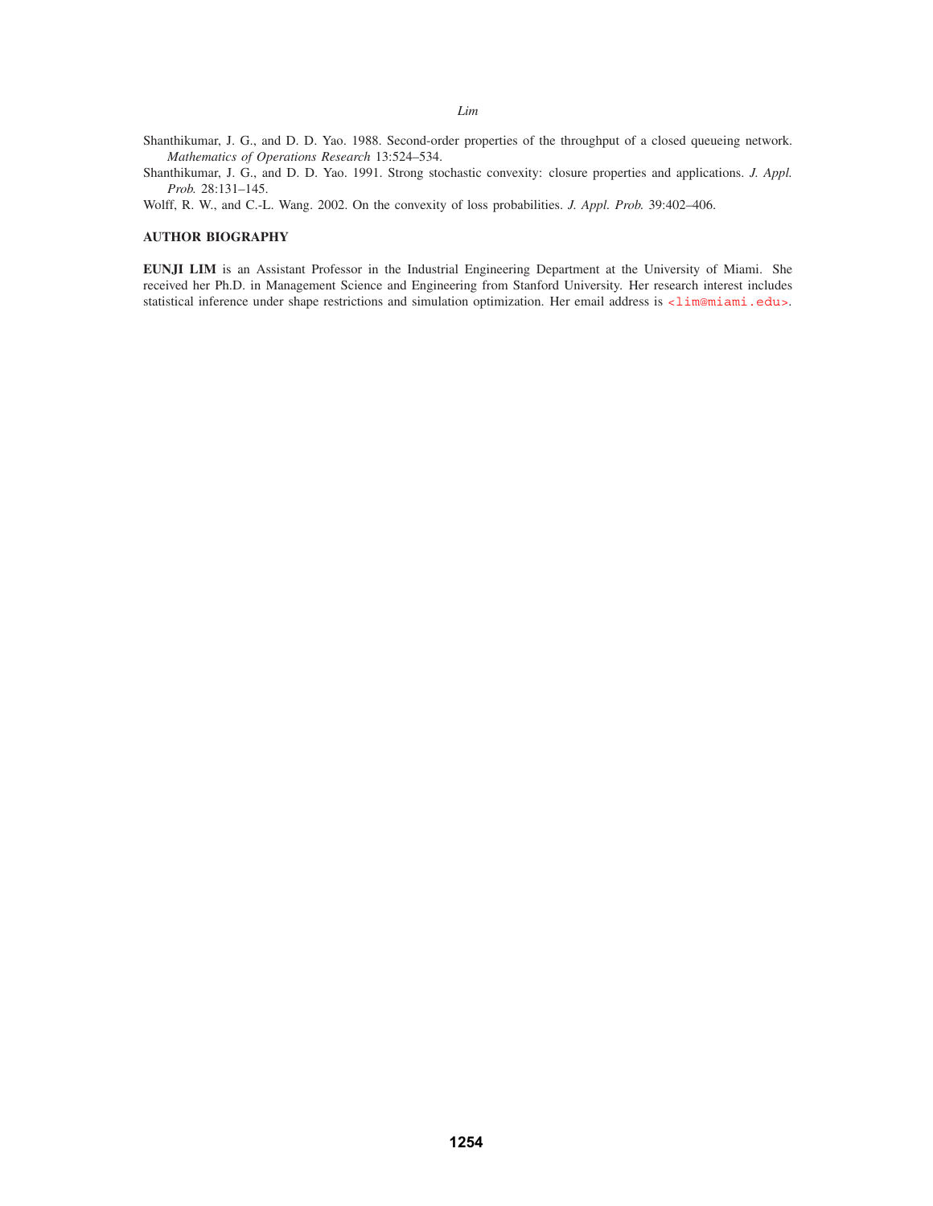Shanthikumar, J. G., and D. D. Yao. 1988. Second-order properties of the throughput of a closed queueing network. *Mathematics of Operations Research* 13:524–534.

Shanthikumar, J. G., and D. D. Yao. 1991. Strong stochastic convexity: closure properties and applications. *J. Appl. Prob.* 28:131–145.

Wolff, R. W., and C.-L. Wang. 2002. On the convexity of loss probabilities. *J. Appl. Prob.* 39:402–406.

## AUTHOR BIOGRAPHY

**EUNJI LIM** is an Assistant Professor in the Industrial Engineering Department at the University of Miami. She received her Ph.D. in Management Science and Engineering from Stanford University. Her research interest includes statistical inference under shape restrictions and simulation optimization. Her email address is <lim@miami.edu>.